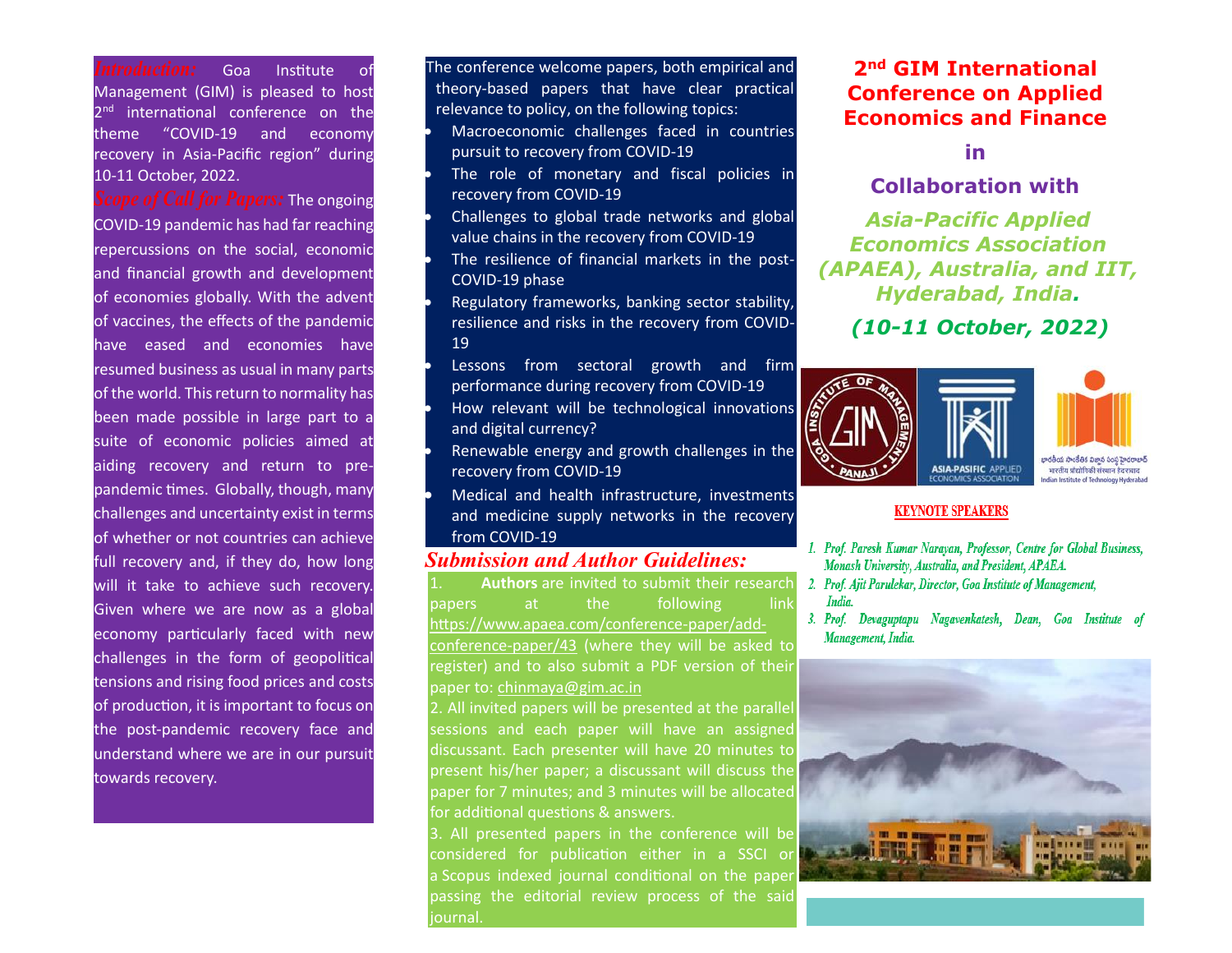*Introduction:* Goa Institute of Management (GIM) is pleased to host 2nd international conference on the theme "COVID-19 and economy recovery in Asia-Pacific region" during 10-11 October, 2022.

*Scope of Call for Papers:* The ongoing COVID-19 pandemic has had far reaching repercussions on the social, economic and financial growth and development of economies globally. With the advent of vaccines, the effects of the pandemic have eased and economies have resumed business as usual in many parts of the world. This return to normality has been made possible in large part to a suite of economic policies aimed at aiding recovery and return to pre-pandemic times. Globally, though, many challenges and uncertainty exist in terms of whether or not countries can achieve full recovery and, if they do, how long will it take to achieve such recovery. Given where we are now as a global economy particularly faced with new challenges in the form of geopolitical tensions and rising food prices and costs of production, it is important to focus on the post-pandemic recovery face and understand where we are in our pursuit towards recovery.

The conference welcome papers, both empirical and theory-based papers that have clear practical relevance to policy, on the following topics:

- Macroeconomic challenges faced in countries pursuit to recovery from COVID-19
- The role of monetary and fiscal policies in recovery from COVID-19
- Challenges to global trade networks and global value chains in the recovery from COVID-19
- The resilience of financial markets in the post-COVID-19 phase
- Regulatory frameworks, banking sector stability, resilience and risks in the recovery from COVID-19
- Lessons from sectoral growth and firm performance during recovery from COVID-19
- How relevant will be technological innovations and digital currency?
- Renewable energy and growth challenges in the recovery from COVID-19
- Medical and health infrastructure, investments and medicine supply networks in the recovery from COVID-19

## *Submission and Author Guidelines:*

1. **Authors** are invited to submit their research papers at the following link https://www.apaea.com/conference-paper/add-conference-paper/43 (where they will be asked to register) and to also submit a PDF version of their paper to: chinmaya@gim.ac.in
2. All invited papers will be presented at the parallel sessions and each paper will have an assigned discussant. Each presenter will have 20 minutes to present his/her paper; a discussant will discuss the paper for 7 minutes; and 3 minutes will be allocated for additional questions & answers.
3. All presented papers in the conference will be considered for publication either in a SSCI or a Scopus indexed journal conditional on the paper passing the editorial review process of the said journal.

# 2nd GIM International Conference on Applied Economics and Finance

## in

## Collaboration with

## *Asia-Pacific Applied Economics Association (APAEA), Australia, and IIT, Hyderabad, India.*

## *(10-11 October, 2022)*

ASIA-PASIFIC APPLIED ECONOMICS ASSOCIATION

Indian Institute of Technology Hyderabad

### KEYNOTE SPEAKERS

1. *Prof. Paresh Kumar Narayan, Professor, Centre for Global Business, Monash University, Australia, and President, APAEA.*
2. *Prof. Ajit Parulekar, Director, Goa Institute of Management, India.*
3. *Prof. Devaguptapu Nagavenkatesh, Dean, Goa Institute of Management, India.*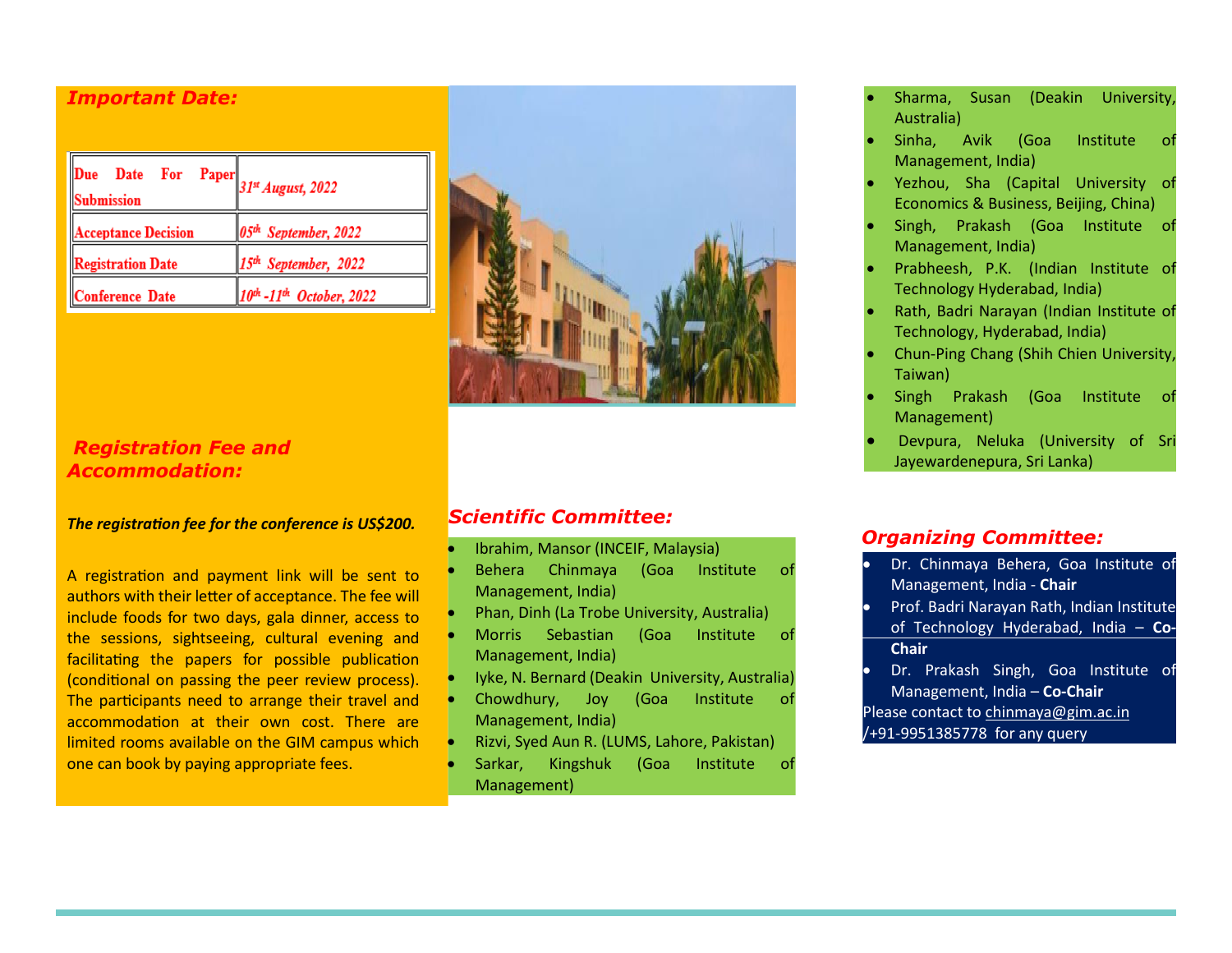### *Important Date:*

| | |
|---|---|
| Due Date For Paper Submission | 31st August, 2022 |
| Acceptance Decision | 05th September, 2022 |
| Registration Date | 15th September, 2022 |
| Conference Date | 10th -11th October, 2022 |

### *Registration Fee and Accommodation:*

***The registration fee for the conference is US$200.***

A registration and payment link will be sent to authors with their letter of acceptance. The fee will include foods for two days, gala dinner, access to the sessions, sightseeing, cultural evening and facilitating the papers for possible publication (conditional on passing the peer review process). The participants need to arrange their travel and accommodation at their own cost. There are limited rooms available on the GIM campus which one can book by paying appropriate fees.

### *Scientific Committee:*

- Ibrahim, Mansor (INCEIF, Malaysia)
- Behera Chinmaya (Goa Institute of Management, India)
- Phan, Dinh (La Trobe University, Australia)
- Morris Sebastian (Goa Institute of Management, India)
- Iyke, N. Bernard (Deakin University, Australia)
- Chowdhury, Joy (Goa Institute of Management, India)
- Rizvi, Syed Aun R. (LUMS, Lahore, Pakistan)
- Sarkar, Kingshuk (Goa Institute of Management)
- Sharma, Susan (Deakin University, Australia)
- Sinha, Avik (Goa Institute of Management, India)
- Yezhou, Sha (Capital University of Economics & Business, Beijing, China)
- Singh, Prakash (Goa Institute of Management, India)
- Prabheesh, P.K. (Indian Institute of Technology Hyderabad, India)
- Rath, Badri Narayan (Indian Institute of Technology, Hyderabad, India)
- Chun-Ping Chang (Shih Chien University, Taiwan)
- Singh Prakash (Goa Institute of Management)
- Devpura, Neluka (University of Sri Jayewardenepura, Sri Lanka)

### *Organizing Committee:*

- Dr. Chinmaya Behera, Goa Institute of Management, India - **Chair**
- Prof. Badri Narayan Rath, Indian Institute of Technology Hyderabad, India – **Co-Chair**
- Dr. Prakash Singh, Goa Institute of Management, India – **Co-Chair**

Please contact to chinmaya@gim.ac.in /+91-9951385778 for any query